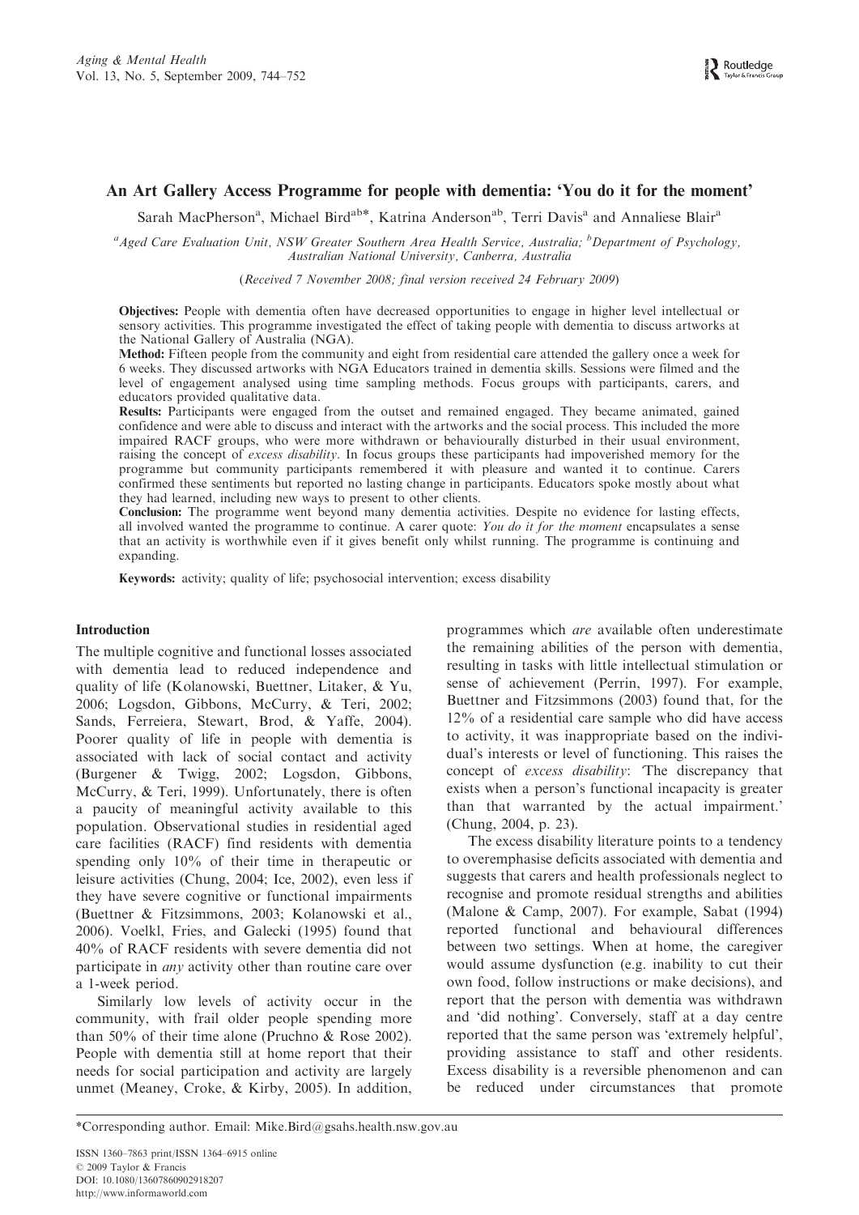# An Art Gallery Access Programme for people with dementia: 'You do it for the moment'

Sarah MacPherson[a], Michael Bird[ab]*, Katrina Anderson[ab], Terri Davis[a] and Annaliese Blair[a]

[a]*Aged Care Evaluation Unit, NSW Greater Southern Area Health Service, Australia;* [b]*Department of Psychology, Australian National University, Canberra, Australia*

*(Received 7 November 2008; final version received 24 February 2009)*

**Objectives:** People with dementia often have decreased opportunities to engage in higher level intellectual or sensory activities. This programme investigated the effect of taking people with dementia to discuss artworks at the National Gallery of Australia (NGA).

**Method:** Fifteen people from the community and eight from residential care attended the gallery once a week for 6 weeks. They discussed artworks with NGA Educators trained in dementia skills. Sessions were filmed and the level of engagement analysed using time sampling methods. Focus groups with participants, carers, and educators provided qualitative data.

**Results:** Participants were engaged from the outset and remained engaged. They became animated, gained confidence and were able to discuss and interact with the artworks and the social process. This included the more impaired RACF groups, who were more withdrawn or behaviourally disturbed in their usual environment, raising the concept of *excess disability*. In focus groups these participants had impoverished memory for the programme but community participants remembered it with pleasure and wanted it to continue. Carers confirmed these sentiments but reported no lasting change in participants. Educators spoke mostly about what they had learned, including new ways to present to other clients.

**Conclusion:** The programme went beyond many dementia activities. Despite no evidence for lasting effects, all involved wanted the programme to continue. A carer quote: *You do it for the moment* encapsulates a sense that an activity is worthwhile even if it gives benefit only whilst running. The programme is continuing and expanding.

**Keywords:** activity; quality of life; psychosocial intervention; excess disability

## Introduction

The multiple cognitive and functional losses associated with dementia lead to reduced independence and quality of life (Kolanowski, Buettner, Litaker, & Yu, 2006; Logsdon, Gibbons, McCurry, & Teri, 2002; Sands, Ferreiera, Stewart, Brod, & Yaffe, 2004). Poorer quality of life in people with dementia is associated with lack of social contact and activity (Burgener & Twigg, 2002; Logsdon, Gibbons, McCurry, & Teri, 1999). Unfortunately, there is often a paucity of meaningful activity available to this population. Observational studies in residential aged care facilities (RACF) find residents with dementia spending only 10% of their time in therapeutic or leisure activities (Chung, 2004; Ice, 2002), even less if they have severe cognitive or functional impairments (Buettner & Fitzsimmons, 2003; Kolanowski et al., 2006). Voelkl, Fries, and Galecki (1995) found that 40% of RACF residents with severe dementia did not participate in *any* activity other than routine care over a 1-week period.

Similarly low levels of activity occur in the community, with frail older people spending more than 50% of their time alone (Pruchno & Rose 2002). People with dementia still at home report that their needs for social participation and activity are largely unmet (Meaney, Croke, & Kirby, 2005). In addition, programmes which *are* available often underestimate the remaining abilities of the person with dementia, resulting in tasks with little intellectual stimulation or sense of achievement (Perrin, 1997). For example, Buettner and Fitzsimmons (2003) found that, for the 12% of a residential care sample who did have access to activity, it was inappropriate based on the individual's interests or level of functioning. This raises the concept of *excess disability*: 'The discrepancy that exists when a person's functional incapacity is greater than that warranted by the actual impairment.' (Chung, 2004, p. 23).

The excess disability literature points to a tendency to overemphasise deficits associated with dementia and suggests that carers and health professionals neglect to recognise and promote residual strengths and abilities (Malone & Camp, 2007). For example, Sabat (1994) reported functional and behavioural differences between two settings. When at home, the caregiver would assume dysfunction (e.g. inability to cut their own food, follow instructions or make decisions), and report that the person with dementia was withdrawn and 'did nothing'. Conversely, staff at a day centre reported that the same person was 'extremely helpful', providing assistance to staff and other residents. Excess disability is a reversible phenomenon and can be reduced under circumstances that promote

*Corresponding author. Email: Mike.Bird@gsahs.health.nsw.gov.au

ISSN 1360–7863 print/ISSN 1364–6915 online
© 2009 Taylor & Francis
DOI: 10.1080/13607860902918207
http://www.informaworld.com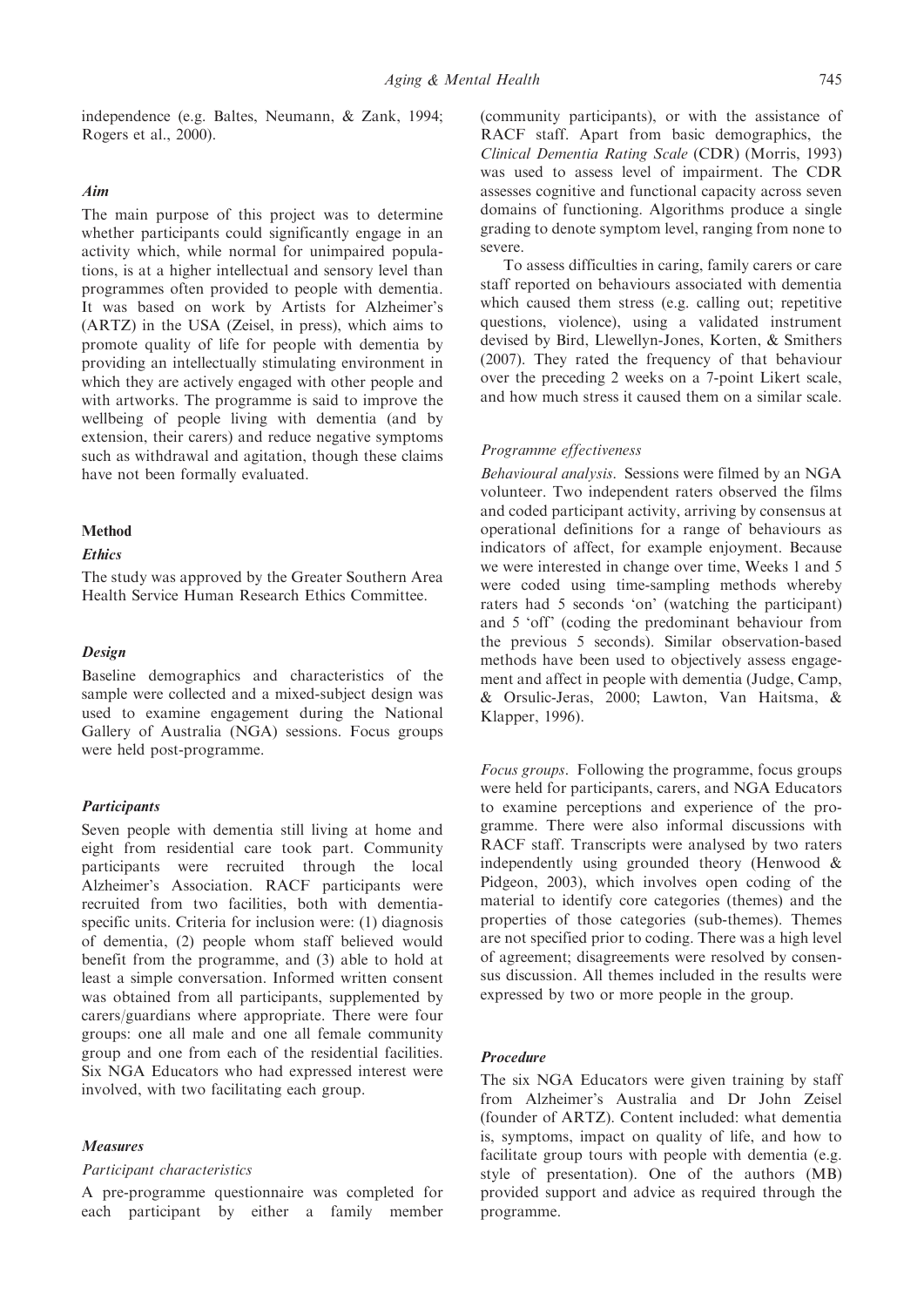independence (e.g. Baltes, Neumann, & Zank, 1994; Rogers et al., 2000).

### *Aim*

The main purpose of this project was to determine whether participants could significantly engage in an activity which, while normal for unimpaired populations, is at a higher intellectual and sensory level than programmes often provided to people with dementia. It was based on work by Artists for Alzheimer's (ARTZ) in the USA (Zeisel, in press), which aims to promote quality of life for people with dementia by providing an intellectually stimulating environment in which they are actively engaged with other people and with artworks. The programme is said to improve the wellbeing of people living with dementia (and by extension, their carers) and reduce negative symptoms such as withdrawal and agitation, though these claims have not been formally evaluated.

## Method

### *Ethics*

The study was approved by the Greater Southern Area Health Service Human Research Ethics Committee.

### *Design*

Baseline demographics and characteristics of the sample were collected and a mixed-subject design was used to examine engagement during the National Gallery of Australia (NGA) sessions. Focus groups were held post-programme.

### *Participants*

Seven people with dementia still living at home and eight from residential care took part. Community participants were recruited through the local Alzheimer's Association. RACF participants were recruited from two facilities, both with dementia-specific units. Criteria for inclusion were: (1) diagnosis of dementia, (2) people whom staff believed would benefit from the programme, and (3) able to hold at least a simple conversation. Informed written consent was obtained from all participants, supplemented by carers/guardians where appropriate. There were four groups: one all male and one all female community group and one from each of the residential facilities. Six NGA Educators who had expressed interest were involved, with two facilitating each group.

### *Measures*

#### *Participant characteristics*

A pre-programme questionnaire was completed for each participant by either a family member (community participants), or with the assistance of RACF staff. Apart from basic demographics, the *Clinical Dementia Rating Scale* (CDR) (Morris, 1993) was used to assess level of impairment. The CDR assesses cognitive and functional capacity across seven domains of functioning. Algorithms produce a single grading to denote symptom level, ranging from none to severe.

To assess difficulties in caring, family carers or care staff reported on behaviours associated with dementia which caused them stress (e.g. calling out; repetitive questions, violence), using a validated instrument devised by Bird, Llewellyn-Jones, Korten, & Smithers (2007). They rated the frequency of that behaviour over the preceding 2 weeks on a 7-point Likert scale, and how much stress it caused them on a similar scale.

#### *Programme effectiveness*

*Behavioural analysis.* Sessions were filmed by an NGA volunteer. Two independent raters observed the films and coded participant activity, arriving by consensus at operational definitions for a range of behaviours as indicators of affect, for example enjoyment. Because we were interested in change over time, Weeks 1 and 5 were coded using time-sampling methods whereby raters had 5 seconds 'on' (watching the participant) and 5 'off' (coding the predominant behaviour from the previous 5 seconds). Similar observation-based methods have been used to objectively assess engagement and affect in people with dementia (Judge, Camp, & Orsulic-Jeras, 2000; Lawton, Van Haitsma, & Klapper, 1996).

*Focus groups.* Following the programme, focus groups were held for participants, carers, and NGA Educators to examine perceptions and experience of the programme. There were also informal discussions with RACF staff. Transcripts were analysed by two raters independently using grounded theory (Henwood & Pidgeon, 2003), which involves open coding of the material to identify core categories (themes) and the properties of those categories (sub-themes). Themes are not specified prior to coding. There was a high level of agreement; disagreements were resolved by consensus discussion. All themes included in the results were expressed by two or more people in the group.

### *Procedure*

The six NGA Educators were given training by staff from Alzheimer's Australia and Dr John Zeisel (founder of ARTZ). Content included: what dementia is, symptoms, impact on quality of life, and how to facilitate group tours with people with dementia (e.g. style of presentation). One of the authors (MB) provided support and advice as required through the programme.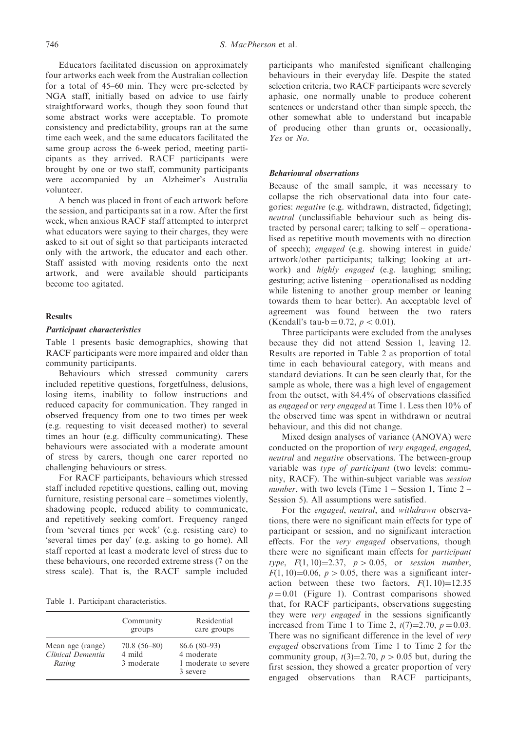Educators facilitated discussion on approximately four artworks each week from the Australian collection for a total of 45–60 min. They were pre-selected by NGA staff, initially based on advice to use fairly straightforward works, though they soon found that some abstract works were acceptable. To promote consistency and predictability, groups ran at the same time each week, and the same educators facilitated the same group across the 6-week period, meeting participants as they arrived. RACF participants were brought by one or two staff, community participants were accompanied by an Alzheimer's Australia volunteer.

A bench was placed in front of each artwork before the session, and participants sat in a row. After the first week, when anxious RACF staff attempted to interpret what educators were saying to their charges, they were asked to sit out of sight so that participants interacted only with the artwork, the educator and each other. Staff assisted with moving residents onto the next artwork, and were available should participants become too agitated.

## Results

### Participant characteristics

Table 1 presents basic demographics, showing that RACF participants were more impaired and older than community participants.

Behaviours which stressed community carers included repetitive questions, forgetfulness, delusions, losing items, inability to follow instructions and reduced capacity for communication. They ranged in observed frequency from one to two times per week (e.g. requesting to visit deceased mother) to several times an hour (e.g. difficulty communicating). These behaviours were associated with a moderate amount of stress by carers, though one carer reported no challenging behaviours or stress.

For RACF participants, behaviours which stressed staff included repetitive questions, calling out, moving furniture, resisting personal care – sometimes violently, shadowing people, reduced ability to communicate, and repetitively seeking comfort. Frequency ranged from 'several times per week' (e.g. resisting care) to 'several times per day' (e.g. asking to go home). All staff reported at least a moderate level of stress due to these behaviours, one recorded extreme stress (7 on the stress scale). That is, the RACF sample included participants who manifested significant challenging behaviours in their everyday life. Despite the stated selection criteria, two RACF participants were severely aphasic, one normally unable to produce coherent sentences or understand other than simple speech, the other somewhat able to understand but incapable of producing other than grunts or, occasionally, *Yes* or *No*.

Table 1. Participant characteristics.

| | Community groups | Residential care groups |
|---|---|---|
| Mean age (range) | 70.8 (56–80) | 86.6 (80–93) |
| *Clinical Dementia Rating* | 4 mild<br>3 moderate | 4 moderate<br>1 moderate to severe<br>3 severe |

### Behavioural observations

Because of the small sample, it was necessary to collapse the rich observational data into four categories: *negative* (e.g. withdrawn, distracted, fidgeting); *neutral* (unclassifiable behaviour such as being distracted by personal carer; talking to self – operationalised as repetitive mouth movements with no direction of speech); *engaged* (e.g. showing interest in guide/artwork/other participants; talking; looking at artwork) and *highly engaged* (e.g. laughing; smiling; gesturing; active listening – operationalised as nodding while listening to another group member or leaning towards them to hear better). An acceptable level of agreement was found between the two raters (Kendall's tau-b = 0.72, $p < 0.01$).

Three participants were excluded from the analyses because they did not attend Session 1, leaving 12. Results are reported in Table 2 as proportion of total time in each behavioural category, with means and standard deviations. It can be seen clearly that, for the sample as whole, there was a high level of engagement from the outset, with 84.4% of observations classified as *engaged* or *very engaged* at Time 1. Less then 10% of the observed time was spent in withdrawn or neutral behaviour, and this did not change.

Mixed design analyses of variance (ANOVA) were conducted on the proportion of *very engaged*, *engaged*, *neutral* and *negative* observations. The between-group variable was *type of participant* (two levels: community, RACF). The within-subject variable was *session number*, with two levels (Time 1 – Session 1, Time 2 – Session 5). All assumptions were satisfied.

For the *engaged*, *neutral*, and *withdrawn* observations, there were no significant main effects for type of participant or session, and no significant interaction effects. For the *very engaged* observations, though there were no significant main effects for *participant type*, $F(1, 10)=2.37$, $p > 0.05$, or *session number*, $F(1, 10)=0.06$, $p > 0.05$, there was a significant interaction between these two factors, $F(1, 10)=12.35$ $p = 0.01$ (Figure 1). Contrast comparisons showed that, for RACF participants, observations suggesting they were *very engaged* in the sessions significantly increased from Time 1 to Time 2, $t(7)=2.70$, $p = 0.03$. There was no significant difference in the level of *very engaged* observations from Time 1 to Time 2 for the community group, $t(3)=2.70$, $p > 0.05$ but, during the first session, they showed a greater proportion of very engaged observations than RACF participants,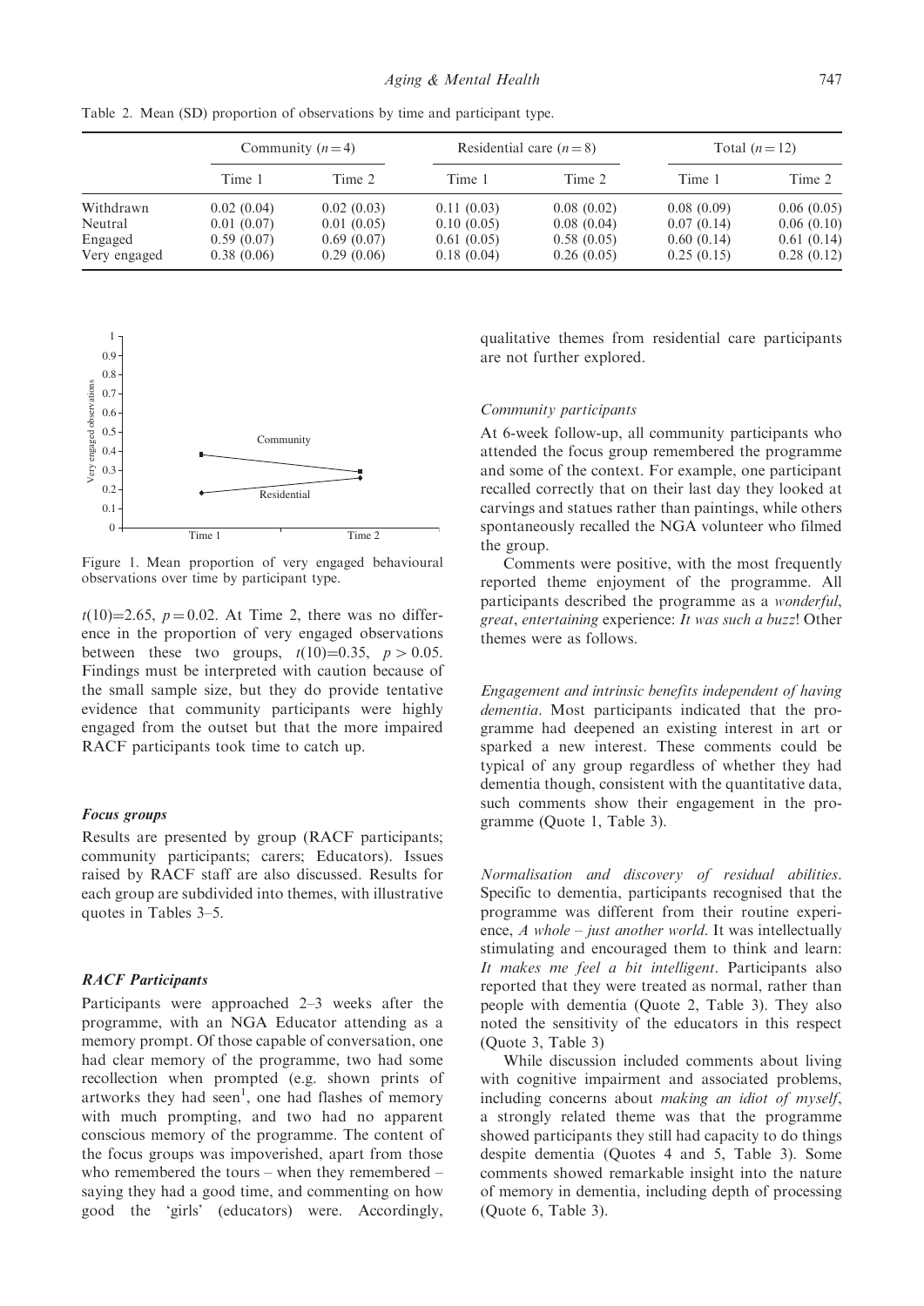Table 2. Mean (SD) proportion of observations by time and participant type.

| | Community ($n = 4$) | | Residential care ($n = 8$) | | Total ($n = 12$) | |
|---|---|---|---|---|---|---|
| | Time 1 | Time 2 | Time 1 | Time 2 | Time 1 | Time 2 |
| Withdrawn | 0.02 (0.04) | 0.02 (0.03) | 0.11 (0.03) | 0.08 (0.02) | 0.08 (0.09) | 0.06 (0.05) |
| Neutral | 0.01 (0.07) | 0.01 (0.05) | 0.10 (0.05) | 0.08 (0.04) | 0.07 (0.14) | 0.06 (0.10) |
| Engaged | 0.59 (0.07) | 0.69 (0.07) | 0.61 (0.05) | 0.58 (0.05) | 0.60 (0.14) | 0.61 (0.14) |
| Very engaged | 0.38 (0.06) | 0.29 (0.06) | 0.18 (0.04) | 0.26 (0.05) | 0.25 (0.15) | 0.28 (0.12) |

Figure 1. Mean proportion of very engaged behavioural observations over time by participant type.

$t(10)=2.65$, $p = 0.02$. At Time 2, there was no difference in the proportion of very engaged observations between these two groups, $t(10)=0.35$, $p > 0.05$. Findings must be interpreted with caution because of the small sample size, but they do provide tentative evidence that community participants were highly engaged from the outset but that the more impaired RACF participants took time to catch up.

### Focus groups

Results are presented by group (RACF participants; community participants; carers; Educators). Issues raised by RACF staff are also discussed. Results for each group are subdivided into themes, with illustrative quotes in Tables 3–5.

### RACF Participants

Participants were approached 2–3 weeks after the programme, with an NGA Educator attending as a memory prompt. Of those capable of conversation, one had clear memory of the programme, two had some recollection when prompted (e.g. shown prints of artworks they had seen[1], one had flashes of memory with much prompting, and two had no apparent conscious memory of the programme. The content of the focus groups was impoverished, apart from those who remembered the tours – when they remembered – saying they had a good time, and commenting on how good the 'girls' (educators) were. Accordingly, qualitative themes from residential care participants are not further explored.

#### Community participants

At 6-week follow-up, all community participants who attended the focus group remembered the programme and some of the context. For example, one participant recalled correctly that on their last day they looked at carvings and statues rather than paintings, while others spontaneously recalled the NGA volunteer who filmed the group.

Comments were positive, with the most frequently reported theme enjoyment of the programme. All participants described the programme as a *wonderful*, *great*, *entertaining* experience: *It was such a buzz*! Other themes were as follows.

*Engagement and intrinsic benefits independent of having dementia*. Most participants indicated that the programme had deepened an existing interest in art or sparked a new interest. These comments could be typical of any group regardless of whether they had dementia though, consistent with the quantitative data, such comments show their engagement in the programme (Quote 1, Table 3).

*Normalisation and discovery of residual abilities*. Specific to dementia, participants recognised that the programme was different from their routine experience, *A whole – just another world*. It was intellectually stimulating and encouraged them to think and learn: *It makes me feel a bit intelligent*. Participants also reported that they were treated as normal, rather than people with dementia (Quote 2, Table 3). They also noted the sensitivity of the educators in this respect (Quote 3, Table 3)

While discussion included comments about living with cognitive impairment and associated problems, including concerns about *making an idiot of myself*, a strongly related theme was that the programme showed participants they still had capacity to do things despite dementia (Quotes 4 and 5, Table 3). Some comments showed remarkable insight into the nature of memory in dementia, including depth of processing (Quote 6, Table 3).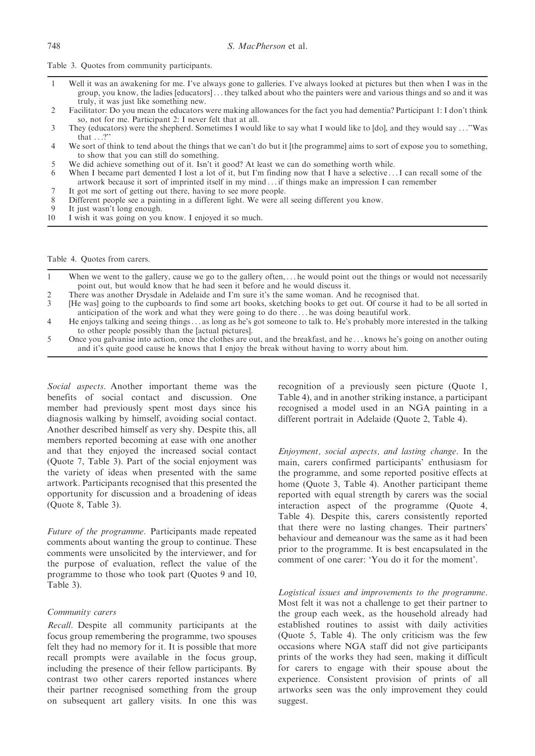Table 3. Quotes from community participants.

| | |
|---|---|
| 1 | Well it was an awakening for me. I've always gone to galleries. I've always looked at pictures but then when I was in the group, you know, the ladies [educators] . . . they talked about who the painters were and various things and so and it was truly, it was just like something new. |
| 2 | Facilitator: Do you mean the educators were making allowances for the fact you had dementia? Participant 1: I don't think so, not for me. Participant 2: I never felt that at all. |
| 3 | They (educators) were the shepherd. Sometimes I would like to say what I would like to [do], and they would say . . .''Was that . . .?'' |
| 4 | We sort of think to tend about the things that we can't do but it [the programme] aims to sort of expose you to something, to show that you can still do something. |
| 5 | We did achieve something out of it. Isn't it good? At least we can do something worth while. |
| 6 | When I became part demented I lost a lot of it, but I'm finding now that I have a selective . . . I can recall some of the artwork because it sort of imprinted itself in my mind . . . if things make an impression I can remember |
| 7 | It got me sort of getting out there, having to see more people. |
| 8 | Different people see a painting in a different light. We were all seeing different you know. |
| 9 | It just wasn't long enough. |
| 10 | I wish it was going on you know. I enjoyed it so much. |

Table 4. Quotes from carers.

| | |
|---|---|
| 1 | When we went to the gallery, cause we go to the gallery often, . . . he would point out the things or would not necessarily point out, but would know that he had seen it before and he would discuss it. |
| 2 | There was another Drysdale in Adelaide and I'm sure it's the same woman. And he recognised that. |
| 3 | [He was] going to the cupboards to find some art books, sketching books to get out. Of course it had to be all sorted in anticipation of the work and what they were going to do there . . . he was doing beautiful work. |
| 4 | He enjoys talking and seeing things . . . as long as he's got someone to talk to. He's probably more interested in the talking to other people possibly than the [actual pictures]. |
| 5 | Once you galvanise into action, once the clothes are out, and the breakfast, and he . . . knows he's going on another outing and it's quite good cause he knows that I enjoy the break without having to worry about him. |

*Social aspects*. Another important theme was the benefits of social contact and discussion. One member had previously spent most days since his diagnosis walking by himself, avoiding social contact. Another described himself as very shy. Despite this, all members reported becoming at ease with one another and that they enjoyed the increased social contact (Quote 7, Table 3). Part of the social enjoyment was the variety of ideas when presented with the same artwork. Participants recognised that this presented the opportunity for discussion and a broadening of ideas (Quote 8, Table 3).

*Future of the programme*. Participants made repeated comments about wanting the group to continue. These comments were unsolicited by the interviewer, and for the purpose of evaluation, reflect the value of the programme to those who took part (Quotes 9 and 10, Table 3).

### Community carers

*Recall*. Despite all community participants at the focus group remembering the programme, two spouses felt they had no memory for it. It is possible that more recall prompts were available in the focus group, including the presence of their fellow participants. By contrast two other carers reported instances where their partner recognised something from the group on subsequent art gallery visits. In one this was recognition of a previously seen picture (Quote 1, Table 4), and in another striking instance, a participant recognised a model used in an NGA painting in a different portrait in Adelaide (Quote 2, Table 4).

*Enjoyment, social aspects, and lasting change*. In the main, carers confirmed participants' enthusiasm for the programme, and some reported positive effects at home (Quote 3, Table 4). Another participant theme reported with equal strength by carers was the social interaction aspect of the programme (Quote 4, Table 4). Despite this, carers consistently reported that there were no lasting changes. Their partners' behaviour and demeanour was the same as it had been prior to the programme. It is best encapsulated in the comment of one carer: 'You do it for the moment'.

*Logistical issues and improvements to the programme*. Most felt it was not a challenge to get their partner to the group each week, as the household already had established routines to assist with daily activities (Quote 5, Table 4). The only criticism was the few occasions where NGA staff did not give participants prints of the works they had seen, making it difficult for carers to engage with their spouse about the experience. Consistent provision of prints of all artworks seen was the only improvement they could suggest.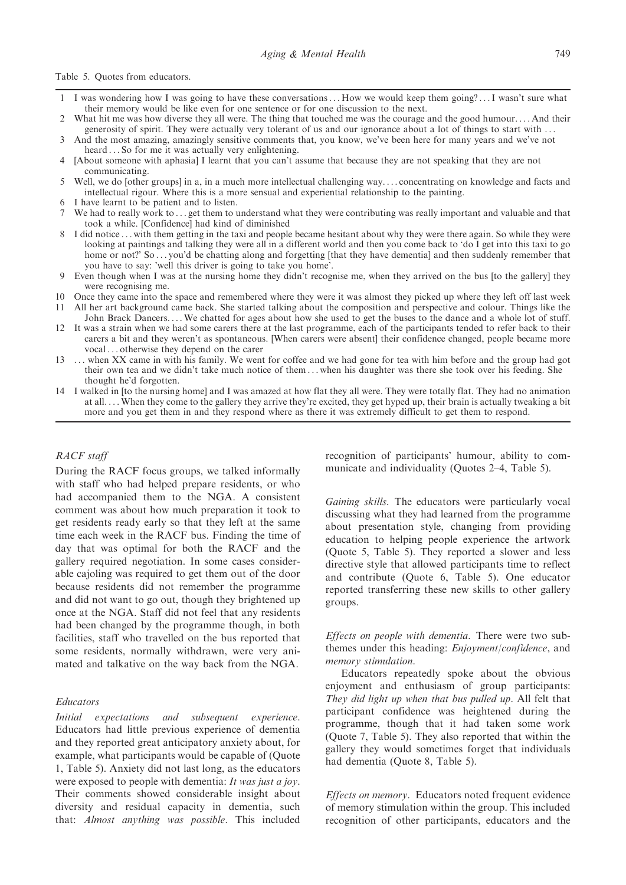Table 5. Quotes from educators.

| | |
|---|---|
| 1 | I was wondering how I was going to have these conversations ... How we would keep them going? ... I wasn't sure what their memory would be like even for one sentence or for one discussion to the next. |
| 2 | What hit me was how diverse they all were. The thing that touched me was the courage and the good humour. ... And their generosity of spirit. They were actually very tolerant of us and our ignorance about a lot of things to start with ... |
| 3 | And the most amazing, amazingly sensitive comments that, you know, we've been here for many years and we've not heard ... So for me it was actually very enlightening. |
| 4 | [About someone with aphasia] I learnt that you can't assume that because they are not speaking that they are not communicating. |
| 5 | Well, we do [other groups] in a, in a much more intellectual challenging way. ... concentrating on knowledge and facts and intellectual rigour. Where this is a more sensual and experiential relationship to the painting. |
| 6 | I have learnt to be patient and to listen. |
| 7 | We had to really work to ... get them to understand what they were contributing was really important and valuable and that took a while. [Confidence] had kind of diminished |
| 8 | I did notice ... with them getting in the taxi and people became hesitant about why they were there again. So while they were looking at paintings and talking they were all in a different world and then you come back to 'do I get into this taxi to go home or not?' So ... you'd be chatting along and forgetting [that they have dementia] and then suddenly remember that you have to say: 'well this driver is going to take you home'. |
| 9 | Even though when I was at the nursing home they didn't recognise me, when they arrived on the bus [to the gallery] they were recognising me. |
| 10 | Once they came into the space and remembered where they were it was almost they picked up where they left off last week |
| 11 | All her art background came back. She started talking about the composition and perspective and colour. Things like the John Brack Dancers. ... We chatted for ages about how she used to get the buses to the dance and a whole lot of stuff. |
| 12 | It was a strain when we had some carers there at the last programme, each of the participants tended to refer back to their carers a bit and they weren't as spontaneous. [When carers were absent] their confidence changed, people became more vocal ... otherwise they depend on the carer |
| 13 | ... when XX came in with his family. We went for coffee and we had gone for tea with him before and the group had got their own tea and we didn't take much notice of them ... when his daughter was there she took over his feeding. She thought he'd forgotten. |
| 14 | I walked in [to the nursing home] and I was amazed at how flat they all were. They were totally flat. They had no animation at all. ... When they come to the gallery they arrive they're excited, they get hyped up, their brain is actually tweaking a bit more and you get them in and they respond where as there it was extremely difficult to get them to respond. |

### *RACF staff*

During the RACF focus groups, we talked informally with staff who had helped prepare residents, or who had accompanied them to the NGA. A consistent comment was about how much preparation it took to get residents ready early so that they left at the same time each week in the RACF bus. Finding the time of day that was optimal for both the RACF and the gallery required negotiation. In some cases considerable cajoling was required to get them out of the door because residents did not remember the programme and did not want to go out, though they brightened up once at the NGA. Staff did not feel that any residents had been changed by the programme though, in both facilities, staff who travelled on the bus reported that some residents, normally withdrawn, were very animated and talkative on the way back from the NGA.

### *Educators*

*Initial expectations and subsequent experience*. Educators had little previous experience of dementia and they reported great anticipatory anxiety about, for example, what participants would be capable of (Quote 1, Table 5). Anxiety did not last long, as the educators were exposed to people with dementia: *It was just a joy*. Their comments showed considerable insight about diversity and residual capacity in dementia, such that: *Almost anything was possible*. This included recognition of participants' humour, ability to communicate and individuality (Quotes 2–4, Table 5).

*Gaining skills*. The educators were particularly vocal discussing what they had learned from the programme about presentation style, changing from providing education to helping people experience the artwork (Quote 5, Table 5). They reported a slower and less directive style that allowed participants time to reflect and contribute (Quote 6, Table 5). One educator reported transferring these new skills to other gallery groups.

*Effects on people with dementia*. There were two subthemes under this heading: *Enjoyment/confidence*, and *memory stimulation*.

Educators repeatedly spoke about the obvious enjoyment and enthusiasm of group participants: *They did light up when that bus pulled up*. All felt that participant confidence was heightened during the programme, though that it had taken some work (Quote 7, Table 5). They also reported that within the gallery they would sometimes forget that individuals had dementia (Quote 8, Table 5).

*Effects on memory*. Educators noted frequent evidence of memory stimulation within the group. This included recognition of other participants, educators and the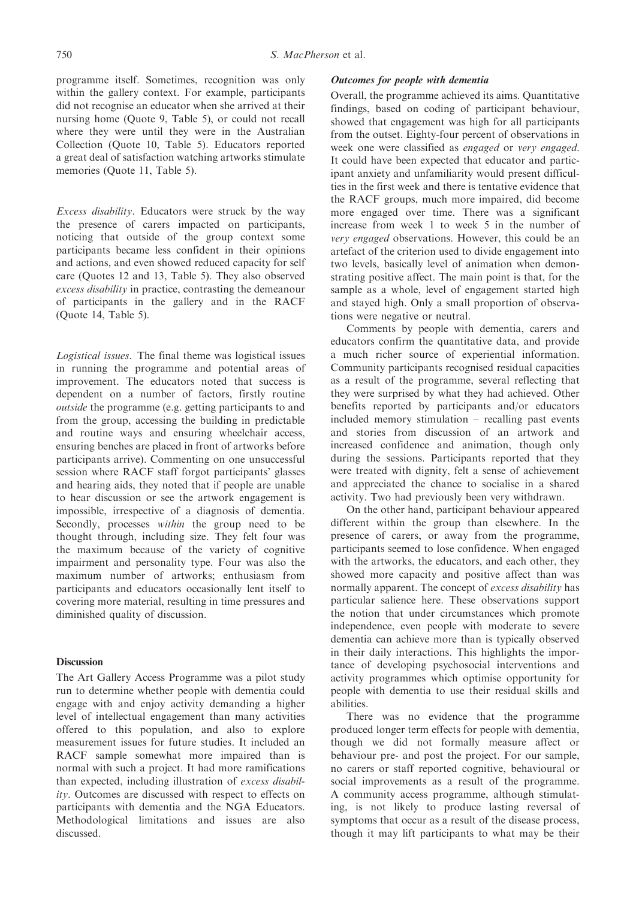programme itself. Sometimes, recognition was only within the gallery context. For example, participants did not recognise an educator when she arrived at their nursing home (Quote 9, Table 5), or could not recall where they were until they were in the Australian Collection (Quote 10, Table 5). Educators reported a great deal of satisfaction watching artworks stimulate memories (Quote 11, Table 5).

*Excess disability*. Educators were struck by the way the presence of carers impacted on participants, noticing that outside of the group context some participants became less confident in their opinions and actions, and even showed reduced capacity for self care (Quotes 12 and 13, Table 5). They also observed *excess disability* in practice, contrasting the demeanour of participants in the gallery and in the RACF (Quote 14, Table 5).

*Logistical issues*. The final theme was logistical issues in running the programme and potential areas of improvement. The educators noted that success is dependent on a number of factors, firstly routine *outside* the programme (e.g. getting participants to and from the group, accessing the building in predictable and routine ways and ensuring wheelchair access, ensuring benches are placed in front of artworks before participants arrive). Commenting on one unsuccessful session where RACF staff forgot participants' glasses and hearing aids, they noted that if people are unable to hear discussion or see the artwork engagement is impossible, irrespective of a diagnosis of dementia. Secondly, processes *within* the group need to be thought through, including size. They felt four was the maximum because of the variety of cognitive impairment and personality type. Four was also the maximum number of artworks; enthusiasm from participants and educators occasionally lent itself to covering more material, resulting in time pressures and diminished quality of discussion.

## Discussion

The Art Gallery Access Programme was a pilot study run to determine whether people with dementia could engage with and enjoy activity demanding a higher level of intellectual engagement than many activities offered to this population, and also to explore measurement issues for future studies. It included an RACF sample somewhat more impaired than is normal with such a project. It had more ramifications than expected, including illustration of *excess disability*. Outcomes are discussed with respect to effects on participants with dementia and the NGA Educators. Methodological limitations and issues are also discussed.

### *Outcomes for people with dementia*

Overall, the programme achieved its aims. Quantitative findings, based on coding of participant behaviour, showed that engagement was high for all participants from the outset. Eighty-four percent of observations in week one were classified as *engaged* or *very engaged*. It could have been expected that educator and participant anxiety and unfamiliarity would present difficulties in the first week and there is tentative evidence that the RACF groups, much more impaired, did become more engaged over time. There was a significant increase from week 1 to week 5 in the number of *very engaged* observations. However, this could be an artefact of the criterion used to divide engagement into two levels, basically level of animation when demonstrating positive affect. The main point is that, for the sample as a whole, level of engagement started high and stayed high. Only a small proportion of observations were negative or neutral.

Comments by people with dementia, carers and educators confirm the quantitative data, and provide a much richer source of experiential information. Community participants recognised residual capacities as a result of the programme, several reflecting that they were surprised by what they had achieved. Other benefits reported by participants and/or educators included memory stimulation – recalling past events and stories from discussion of an artwork and increased confidence and animation, though only during the sessions. Participants reported that they were treated with dignity, felt a sense of achievement and appreciated the chance to socialise in a shared activity. Two had previously been very withdrawn.

On the other hand, participant behaviour appeared different within the group than elsewhere. In the presence of carers, or away from the programme, participants seemed to lose confidence. When engaged with the artworks, the educators, and each other, they showed more capacity and positive affect than was normally apparent. The concept of *excess disability* has particular salience here. These observations support the notion that under circumstances which promote independence, even people with moderate to severe dementia can achieve more than is typically observed in their daily interactions. This highlights the importance of developing psychosocial interventions and activity programmes which optimise opportunity for people with dementia to use their residual skills and abilities.

There was no evidence that the programme produced longer term effects for people with dementia, though we did not formally measure affect or behaviour pre- and post the project. For our sample, no carers or staff reported cognitive, behavioural or social improvements as a result of the programme. A community access programme, although stimulating, is not likely to produce lasting reversal of symptoms that occur as a result of the disease process, though it may lift participants to what may be their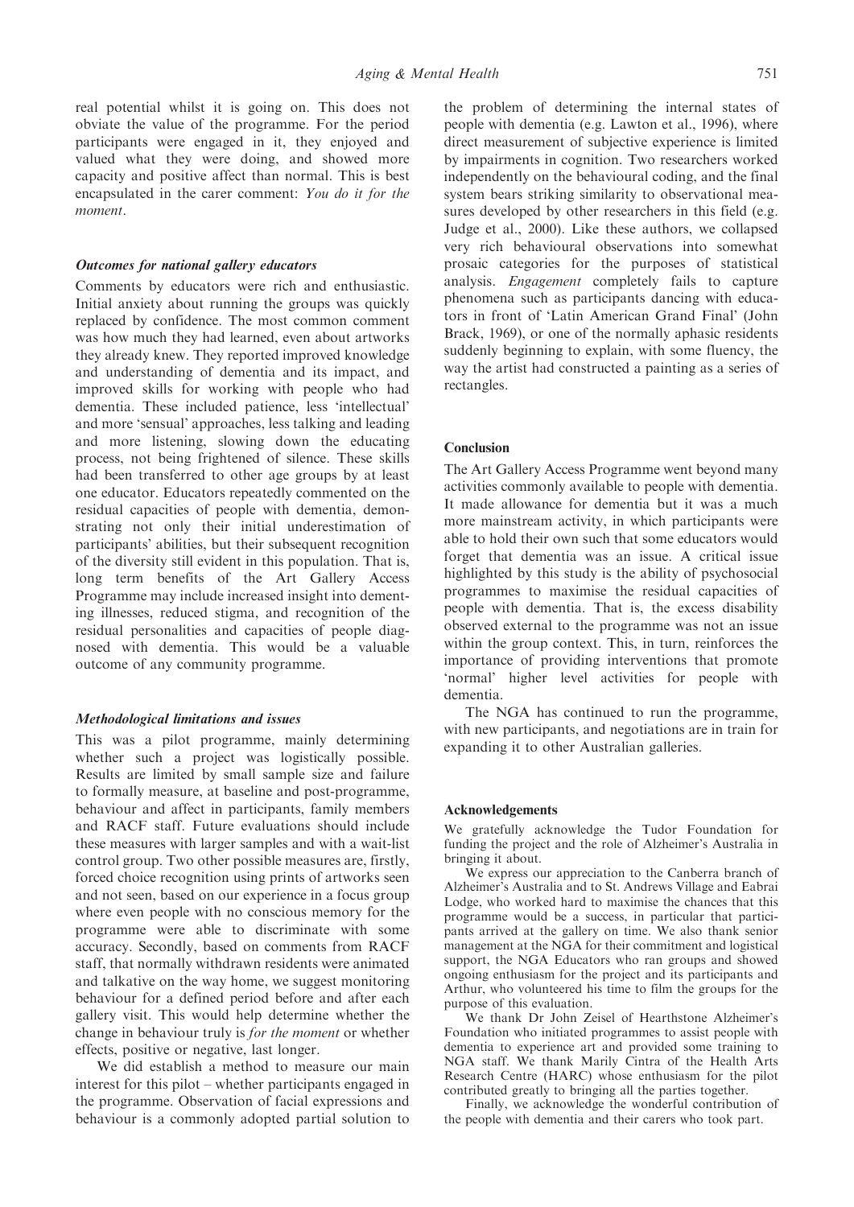real potential whilst it is going on. This does not obviate the value of the programme. For the period participants were engaged in it, they enjoyed and valued what they were doing, and showed more capacity and positive affect than normal. This is best encapsulated in the carer comment: *You do it for the moment*.

### *Outcomes for national gallery educators*

Comments by educators were rich and enthusiastic. Initial anxiety about running the groups was quickly replaced by confidence. The most common comment was how much they had learned, even about artworks they already knew. They reported improved knowledge and understanding of dementia and its impact, and improved skills for working with people who had dementia. These included patience, less 'intellectual' and more 'sensual' approaches, less talking and leading and more listening, slowing down the educating process, not being frightened of silence. These skills had been transferred to other age groups by at least one educator. Educators repeatedly commented on the residual capacities of people with dementia, demonstrating not only their initial underestimation of participants' abilities, but their subsequent recognition of the diversity still evident in this population. That is, long term benefits of the Art Gallery Access Programme may include increased insight into dementing illnesses, reduced stigma, and recognition of the residual personalities and capacities of people diagnosed with dementia. This would be a valuable outcome of any community programme.

### *Methodological limitations and issues*

This was a pilot programme, mainly determining whether such a project was logistically possible. Results are limited by small sample size and failure to formally measure, at baseline and post-programme, behaviour and affect in participants, family members and RACF staff. Future evaluations should include these measures with larger samples and with a wait-list control group. Two other possible measures are, firstly, forced choice recognition using prints of artworks seen and not seen, based on our experience in a focus group where even people with no conscious memory for the programme were able to discriminate with some accuracy. Secondly, based on comments from RACF staff, that normally withdrawn residents were animated and talkative on the way home, we suggest monitoring behaviour for a defined period before and after each gallery visit. This would help determine whether the change in behaviour truly is *for the moment* or whether effects, positive or negative, last longer.

We did establish a method to measure our main interest for this pilot – whether participants engaged in the programme. Observation of facial expressions and behaviour is a commonly adopted partial solution to the problem of determining the internal states of people with dementia (e.g. Lawton et al., 1996), where direct measurement of subjective experience is limited by impairments in cognition. Two researchers worked independently on the behavioural coding, and the final system bears striking similarity to observational measures developed by other researchers in this field (e.g. Judge et al., 2000). Like these authors, we collapsed very rich behavioural observations into somewhat prosaic categories for the purposes of statistical analysis. *Engagement* completely fails to capture phenomena such as participants dancing with educators in front of 'Latin American Grand Final' (John Brack, 1969), or one of the normally aphasic residents suddenly beginning to explain, with some fluency, the way the artist had constructed a painting as a series of rectangles.

## Conclusion

The Art Gallery Access Programme went beyond many activities commonly available to people with dementia. It made allowance for dementia but it was a much more mainstream activity, in which participants were able to hold their own such that some educators would forget that dementia was an issue. A critical issue highlighted by this study is the ability of psychosocial programmes to maximise the residual capacities of people with dementia. That is, the excess disability observed external to the programme was not an issue within the group context. This, in turn, reinforces the importance of providing interventions that promote 'normal' higher level activities for people with dementia.

The NGA has continued to run the programme, with new participants, and negotiations are in train for expanding it to other Australian galleries.

## Acknowledgements

We gratefully acknowledge the Tudor Foundation for funding the project and the role of Alzheimer's Australia in bringing it about.

We express our appreciation to the Canberra branch of Alzheimer's Australia and to St. Andrews Village and Eabrai Lodge, who worked hard to maximise the chances that this programme would be a success, in particular that participants arrived at the gallery on time. We also thank senior management at the NGA for their commitment and logistical support, the NGA Educators who ran groups and showed ongoing enthusiasm for the project and its participants and Arthur, who volunteered his time to film the groups for the purpose of this evaluation.

We thank Dr John Zeisel of Hearthstone Alzheimer's Foundation who initiated programmes to assist people with dementia to experience art and provided some training to NGA staff. We thank Marily Cintra of the Health Arts Research Centre (HARC) whose enthusiasm for the pilot contributed greatly to bringing all the parties together.

Finally, we acknowledge the wonderful contribution of the people with dementia and their carers who took part.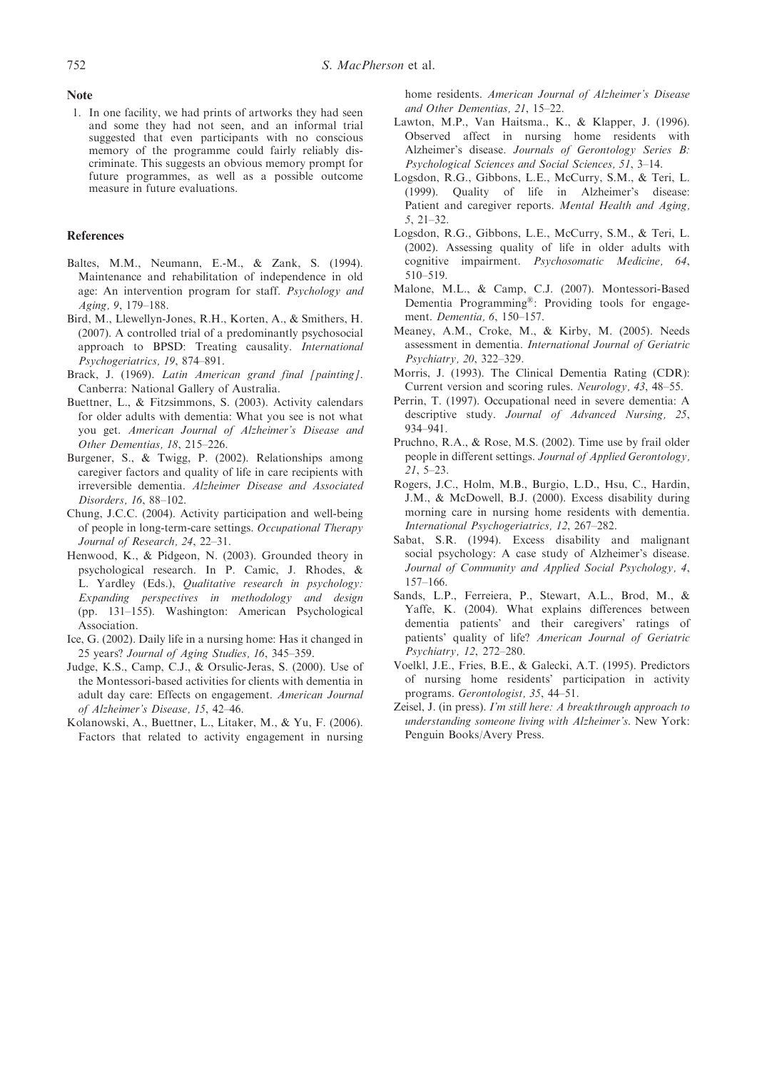## Note

1. In one facility, we had prints of artworks they had seen and some they had not seen, and an informal trial suggested that even participants with no conscious memory of the programme could fairly reliably discriminate. This suggests an obvious memory prompt for future programmes, as well as a possible outcome measure in future evaluations.

## References

Baltes, M.M., Neumann, E.-M., & Zank, S. (1994). Maintenance and rehabilitation of independence in old age: An intervention program for staff. *Psychology and Aging, 9*, 179–188.

Bird, M., Llewellyn-Jones, R.H., Korten, A., & Smithers, H. (2007). A controlled trial of a predominantly psychosocial approach to BPSD: Treating causality. *International Psychogeriatrics, 19*, 874–891.

Brack, J. (1969). *Latin American grand final [painting]*. Canberra: National Gallery of Australia.

Buettner, L., & Fitzsimmons, S. (2003). Activity calendars for older adults with dementia: What you see is not what you get. *American Journal of Alzheimer's Disease and Other Dementias, 18*, 215–226.

Burgener, S., & Twigg, P. (2002). Relationships among caregiver factors and quality of life in care recipients with irreversible dementia. *Alzheimer Disease and Associated Disorders, 16*, 88–102.

Chung, J.C.C. (2004). Activity participation and well-being of people in long-term-care settings. *Occupational Therapy Journal of Research, 24*, 22–31.

Henwood, K., & Pidgeon, N. (2003). Grounded theory in psychological research. In P. Camic, J. Rhodes, & L. Yardley (Eds.), *Qualitative research in psychology: Expanding perspectives in methodology and design* (pp. 131–155). Washington: American Psychological Association.

Ice, G. (2002). Daily life in a nursing home: Has it changed in 25 years? *Journal of Aging Studies, 16*, 345–359.

Judge, K.S., Camp, C.J., & Orsulic-Jeras, S. (2000). Use of the Montessori-based activities for clients with dementia in adult day care: Effects on engagement. *American Journal of Alzheimer's Disease, 15*, 42–46.

Kolanowski, A., Buettner, L., Litaker, M., & Yu, F. (2006). Factors that related to activity engagement in nursing home residents. *American Journal of Alzheimer's Disease and Other Dementias, 21*, 15–22.

Lawton, M.P., Van Haitsma., K., & Klapper, J. (1996). Observed affect in nursing home residents with Alzheimer's disease. *Journals of Gerontology Series B: Psychological Sciences and Social Sciences, 51*, 3–14.

Logsdon, R.G., Gibbons, L.E., McCurry, S.M., & Teri, L. (1999). Quality of life in Alzheimer's disease: Patient and caregiver reports. *Mental Health and Aging, 5*, 21–32.

Logsdon, R.G., Gibbons, L.E., McCurry, S.M., & Teri, L. (2002). Assessing quality of life in older adults with cognitive impairment. *Psychosomatic Medicine, 64*, 510–519.

Malone, M.L., & Camp, C.J. (2007). Montessori-Based Dementia Programming®: Providing tools for engagement. *Dementia, 6*, 150–157.

Meaney, A.M., Croke, M., & Kirby, M. (2005). Needs assessment in dementia. *International Journal of Geriatric Psychiatry, 20*, 322–329.

Morris, J. (1993). The Clinical Dementia Rating (CDR): Current version and scoring rules. *Neurology, 43*, 48–55.

Perrin, T. (1997). Occupational need in severe dementia: A descriptive study. *Journal of Advanced Nursing, 25*, 934–941.

Pruchno, R.A., & Rose, M.S. (2002). Time use by frail older people in different settings. *Journal of Applied Gerontology, 21*, 5–23.

Rogers, J.C., Holm, M.B., Burgio, L.D., Hsu, C., Hardin, J.M., & McDowell, B.J. (2000). Excess disability during morning care in nursing home residents with dementia. *International Psychogeriatrics, 12*, 267–282.

Sabat, S.R. (1994). Excess disability and malignant social psychology: A case study of Alzheimer's disease. *Journal of Community and Applied Social Psychology, 4*, 157–166.

Sands, L.P., Ferreiera, P., Stewart, A.L., Brod, M., & Yaffe, K. (2004). What explains differences between dementia patients' and their caregivers' ratings of patients' quality of life? *American Journal of Geriatric Psychiatry, 12*, 272–280.

Voelkl, J.E., Fries, B.E., & Galecki, A.T. (1995). Predictors of nursing home residents' participation in activity programs. *Gerontologist, 35*, 44–51.

Zeisel, J. (in press). *I'm still here: A breakthrough approach to understanding someone living with Alzheimer's*. New York: Penguin Books/Avery Press.